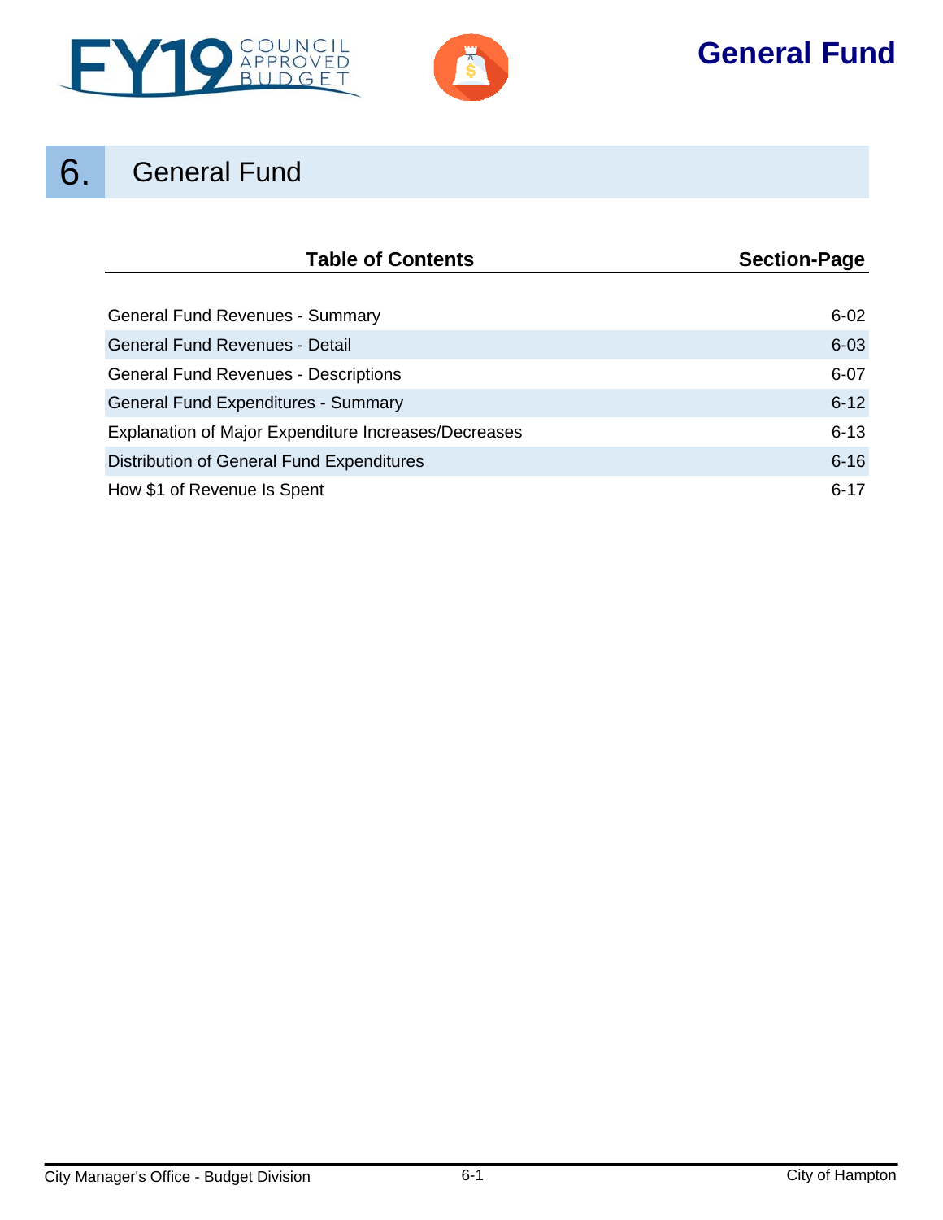# 6. General Fund

| Table of Contents | Section-Page |
| --- | --- |
| General Fund Revenues - Summary | 6-02 |
| General Fund Revenues - Detail | 6-03 |
| General Fund Revenues - Descriptions | 6-07 |
| General Fund Expenditures - Summary | 6-12 |
| Explanation of Major Expenditure Increases/Decreases | 6-13 |
| Distribution of General Fund Expenditures | 6-16 |
| How $1 of Revenue Is Spent | 6-17 |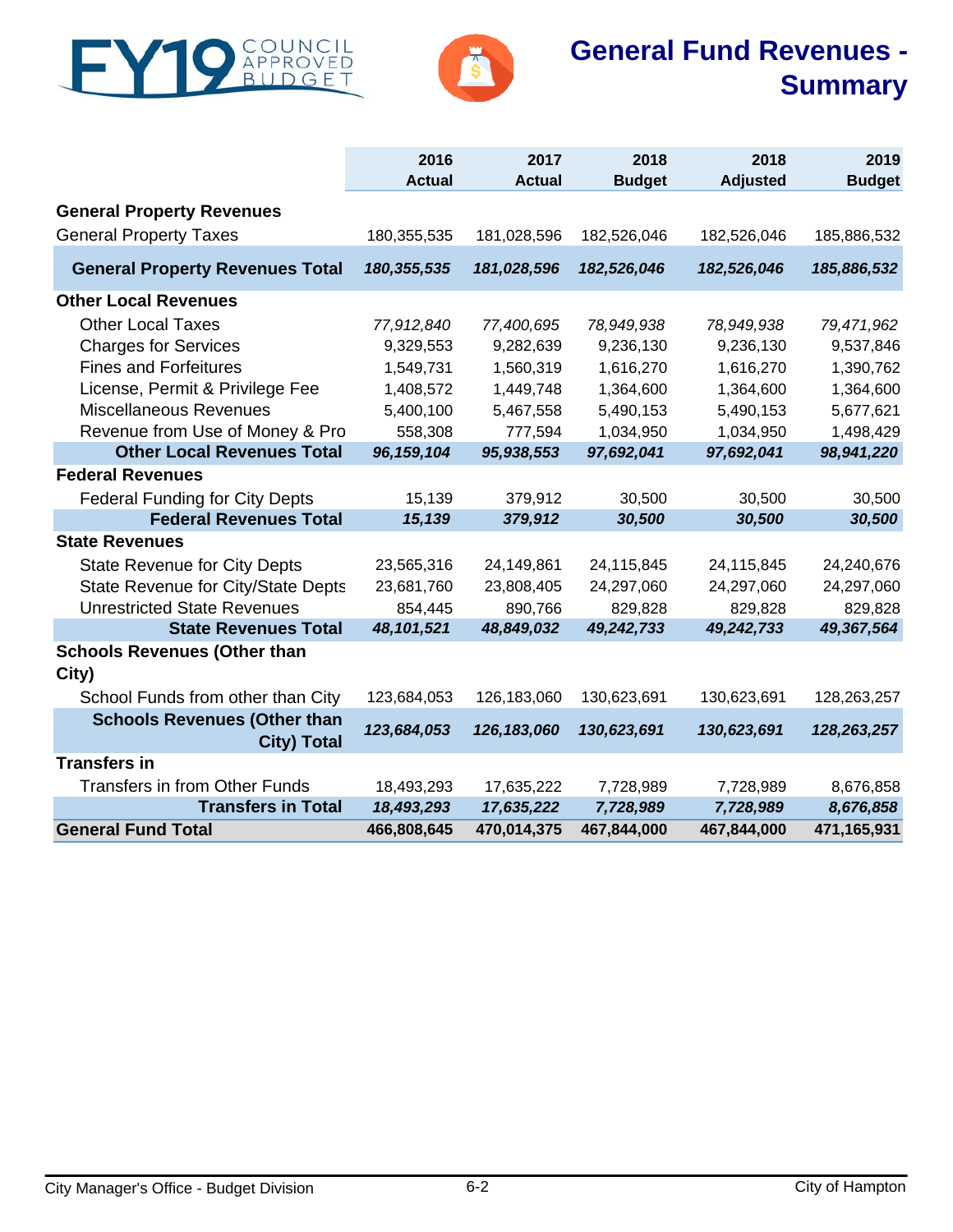# FY19 COUNCIL APPROVED BUDGET

# General Fund Revenues - Summary

| | 2016 Actual | 2017 Actual | 2018 Budget | 2018 Adjusted | 2019 Budget |
|---|---|---|---|---|---|
| **General Property Revenues** | | | | | |
| General Property Taxes | 180,355,535 | 181,028,596 | 182,526,046 | 182,526,046 | 185,886,532 |
| **General Property Revenues Total** | ***180,355,535*** | ***181,028,596*** | ***182,526,046*** | ***182,526,046*** | ***185,886,532*** |
| **Other Local Revenues** | | | | | |
| Other Local Taxes | *77,912,840* | *77,400,695* | *78,949,938* | *78,949,938* | *79,471,962* |
| Charges for Services | 9,329,553 | 9,282,639 | 9,236,130 | 9,236,130 | 9,537,846 |
| Fines and Forfeitures | 1,549,731 | 1,560,319 | 1,616,270 | 1,616,270 | 1,390,762 |
| License, Permit & Privilege Fee | 1,408,572 | 1,449,748 | 1,364,600 | 1,364,600 | 1,364,600 |
| Miscellaneous Revenues | 5,400,100 | 5,467,558 | 5,490,153 | 5,490,153 | 5,677,621 |
| Revenue from Use of Money & Pro | 558,308 | 777,594 | 1,034,950 | 1,034,950 | 1,498,429 |
| **Other Local Revenues Total** | ***96,159,104*** | ***95,938,553*** | ***97,692,041*** | ***97,692,041*** | ***98,941,220*** |
| **Federal Revenues** | | | | | |
| Federal Funding for City Depts | 15,139 | 379,912 | 30,500 | 30,500 | 30,500 |
| **Federal Revenues Total** | ***15,139*** | ***379,912*** | ***30,500*** | ***30,500*** | ***30,500*** |
| **State Revenues** | | | | | |
| State Revenue for City Depts | 23,565,316 | 24,149,861 | 24,115,845 | 24,115,845 | 24,240,676 |
| State Revenue for City/State Depts | 23,681,760 | 23,808,405 | 24,297,060 | 24,297,060 | 24,297,060 |
| Unrestricted State Revenues | 854,445 | 890,766 | 829,828 | 829,828 | 829,828 |
| **State Revenues Total** | ***48,101,521*** | ***48,849,032*** | ***49,242,733*** | ***49,242,733*** | ***49,367,564*** |
| **Schools Revenues (Other than City)** | | | | | |
| School Funds from other than City | 123,684,053 | 126,183,060 | 130,623,691 | 130,623,691 | 128,263,257 |
| **Schools Revenues (Other than City) Total** | ***123,684,053*** | ***126,183,060*** | ***130,623,691*** | ***130,623,691*** | ***128,263,257*** |
| **Transfers in** | | | | | |
| Transfers in from Other Funds | 18,493,293 | 17,635,222 | 7,728,989 | 7,728,989 | 8,676,858 |
| **Transfers in Total** | ***18,493,293*** | ***17,635,222*** | ***7,728,989*** | ***7,728,989*** | ***8,676,858*** |
| **General Fund Total** | **466,808,645** | **470,014,375** | **467,844,000** | **467,844,000** | **471,165,931** |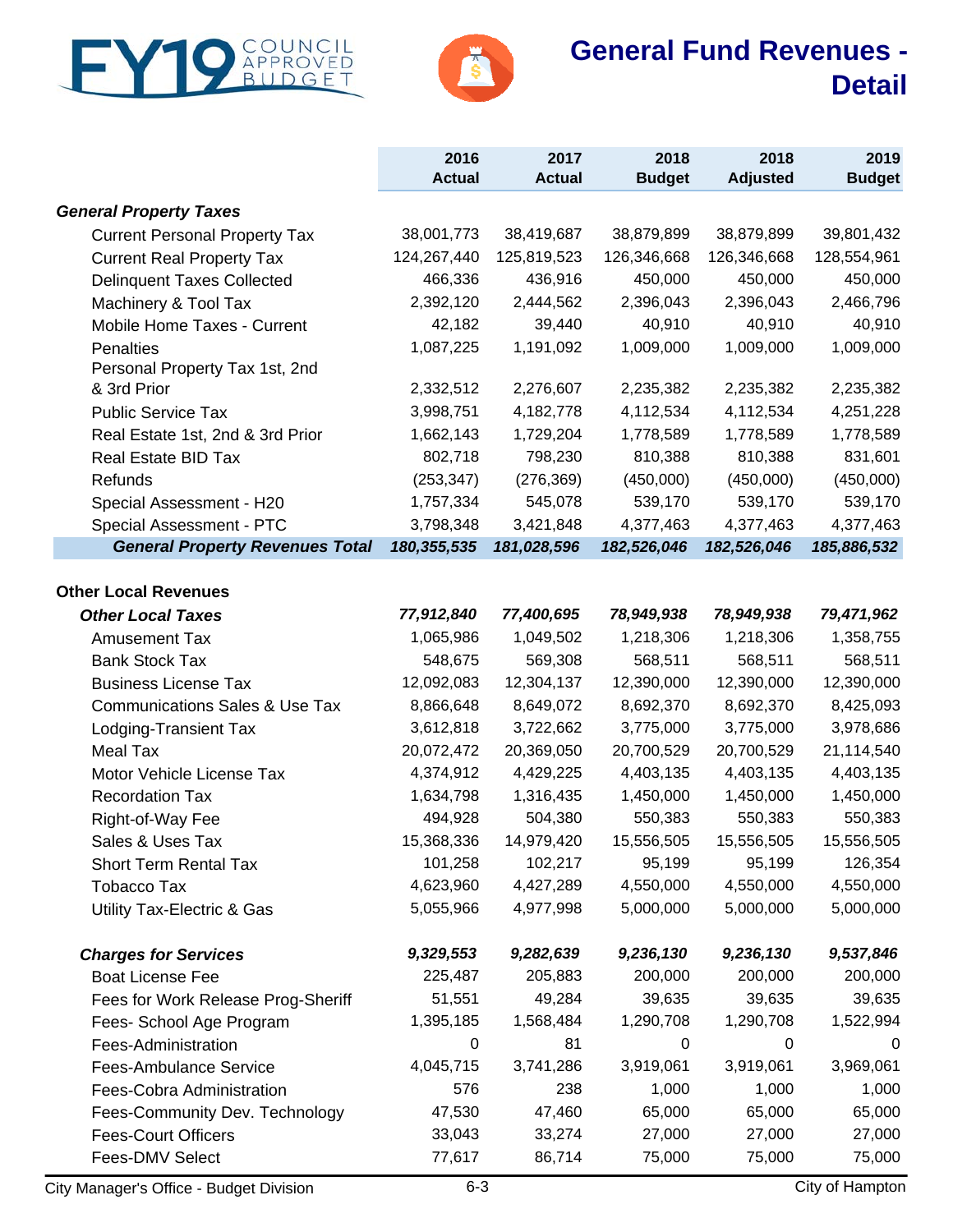# General Fund Revenues - Detail

| | 2016 Actual | 2017 Actual | 2018 Budget | 2018 Adjusted | 2019 Budget |
|---|---|---|---|---|---|
| ***General Property Taxes*** | | | | | |
| Current Personal Property Tax | 38,001,773 | 38,419,687 | 38,879,899 | 38,879,899 | 39,801,432 |
| Current Real Property Tax | 124,267,440 | 125,819,523 | 126,346,668 | 126,346,668 | 128,554,961 |
| Delinquent Taxes Collected | 466,336 | 436,916 | 450,000 | 450,000 | 450,000 |
| Machinery & Tool Tax | 2,392,120 | 2,444,562 | 2,396,043 | 2,396,043 | 2,466,796 |
| Mobile Home Taxes - Current | 42,182 | 39,440 | 40,910 | 40,910 | 40,910 |
| Penalties | 1,087,225 | 1,191,092 | 1,009,000 | 1,009,000 | 1,009,000 |
| Personal Property Tax 1st, 2nd & 3rd Prior | 2,332,512 | 2,276,607 | 2,235,382 | 2,235,382 | 2,235,382 |
| Public Service Tax | 3,998,751 | 4,182,778 | 4,112,534 | 4,112,534 | 4,251,228 |
| Real Estate 1st, 2nd & 3rd Prior | 1,662,143 | 1,729,204 | 1,778,589 | 1,778,589 | 1,778,589 |
| Real Estate BID Tax | 802,718 | 798,230 | 810,388 | 810,388 | 831,601 |
| Refunds | (253,347) | (276,369) | (450,000) | (450,000) | (450,000) |
| Special Assessment - H20 | 1,757,334 | 545,078 | 539,170 | 539,170 | 539,170 |
| Special Assessment - PTC | 3,798,348 | 3,421,848 | 4,377,463 | 4,377,463 | 4,377,463 |
| ***General Property Revenues Total*** | ***180,355,535*** | ***181,028,596*** | ***182,526,046*** | ***182,526,046*** | ***185,886,532*** |
| | | | | | |
| **Other Local Revenues** | | | | | |
| ***Other Local Taxes*** | ***77,912,840*** | ***77,400,695*** | ***78,949,938*** | ***78,949,938*** | ***79,471,962*** |
| Amusement Tax | 1,065,986 | 1,049,502 | 1,218,306 | 1,218,306 | 1,358,755 |
| Bank Stock Tax | 548,675 | 569,308 | 568,511 | 568,511 | 568,511 |
| Business License Tax | 12,092,083 | 12,304,137 | 12,390,000 | 12,390,000 | 12,390,000 |
| Communications Sales & Use Tax | 8,866,648 | 8,649,072 | 8,692,370 | 8,692,370 | 8,425,093 |
| Lodging-Transient Tax | 3,612,818 | 3,722,662 | 3,775,000 | 3,775,000 | 3,978,686 |
| Meal Tax | 20,072,472 | 20,369,050 | 20,700,529 | 20,700,529 | 21,114,540 |
| Motor Vehicle License Tax | 4,374,912 | 4,429,225 | 4,403,135 | 4,403,135 | 4,403,135 |
| Recordation Tax | 1,634,798 | 1,316,435 | 1,450,000 | 1,450,000 | 1,450,000 |
| Right-of-Way Fee | 494,928 | 504,380 | 550,383 | 550,383 | 550,383 |
| Sales & Uses Tax | 15,368,336 | 14,979,420 | 15,556,505 | 15,556,505 | 15,556,505 |
| Short Term Rental Tax | 101,258 | 102,217 | 95,199 | 95,199 | 126,354 |
| Tobacco Tax | 4,623,960 | 4,427,289 | 4,550,000 | 4,550,000 | 4,550,000 |
| Utility Tax-Electric & Gas | 5,055,966 | 4,977,998 | 5,000,000 | 5,000,000 | 5,000,000 |
| | | | | | |
| ***Charges for Services*** | ***9,329,553*** | ***9,282,639*** | ***9,236,130*** | ***9,236,130*** | ***9,537,846*** |
| Boat License Fee | 225,487 | 205,883 | 200,000 | 200,000 | 200,000 |
| Fees for Work Release Prog-Sheriff | 51,551 | 49,284 | 39,635 | 39,635 | 39,635 |
| Fees- School Age Program | 1,395,185 | 1,568,484 | 1,290,708 | 1,290,708 | 1,522,994 |
| Fees-Administration | 0 | 81 | 0 | 0 | 0 |
| Fees-Ambulance Service | 4,045,715 | 3,741,286 | 3,919,061 | 3,919,061 | 3,969,061 |
| Fees-Cobra Administration | 576 | 238 | 1,000 | 1,000 | 1,000 |
| Fees-Community Dev. Technology | 47,530 | 47,460 | 65,000 | 65,000 | 65,000 |
| Fees-Court Officers | 33,043 | 33,274 | 27,000 | 27,000 | 27,000 |
| Fees-DMV Select | 77,617 | 86,714 | 75,000 | 75,000 | 75,000 |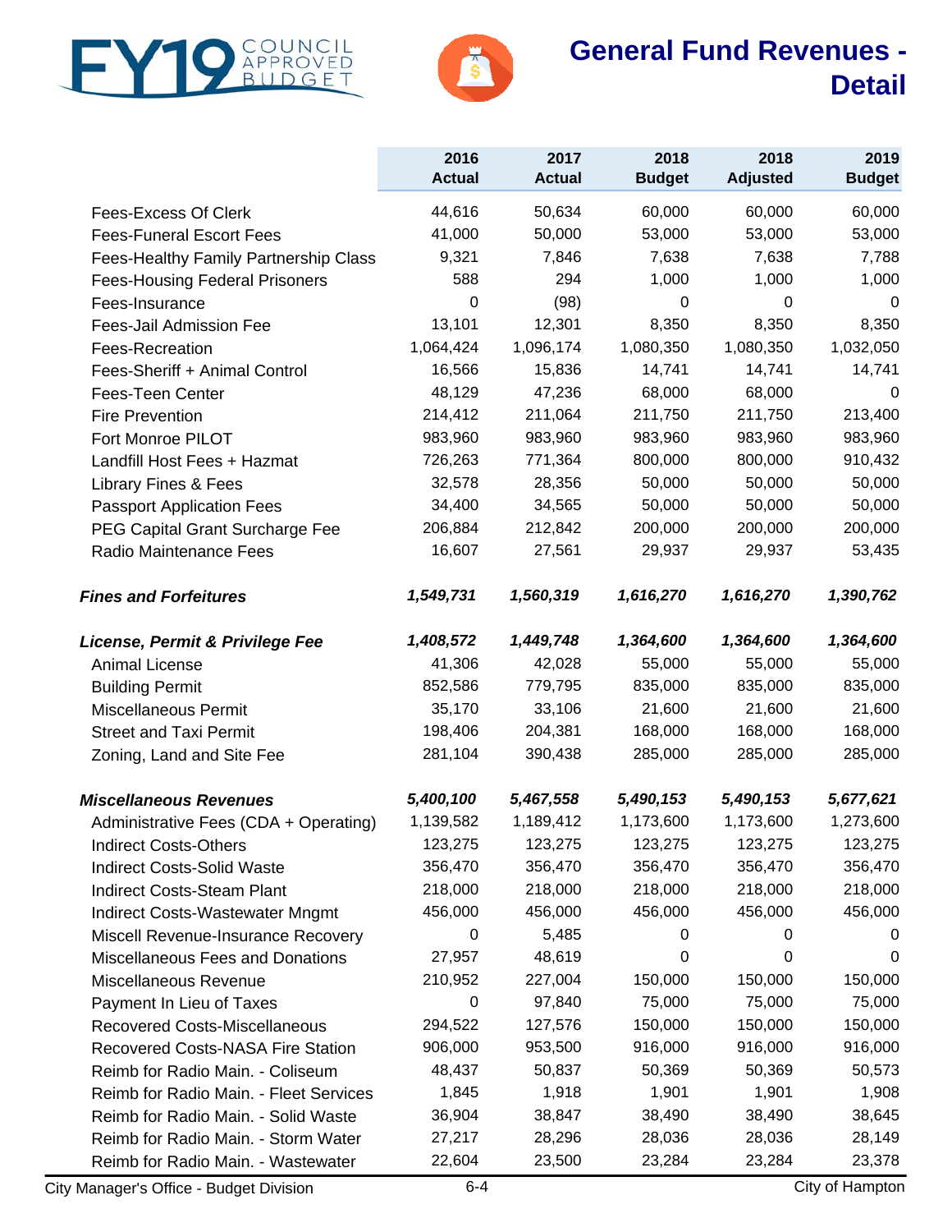# FY19 COUNCIL APPROVED BUDGET

## General Fund Revenues - Detail

| | 2016 Actual | 2017 Actual | 2018 Budget | 2018 Adjusted | 2019 Budget |
|---|---|---|---|---|---|
| Fees-Excess Of Clerk | 44,616 | 50,634 | 60,000 | 60,000 | 60,000 |
| Fees-Funeral Escort Fees | 41,000 | 50,000 | 53,000 | 53,000 | 53,000 |
| Fees-Healthy Family Partnership Class | 9,321 | 7,846 | 7,638 | 7,638 | 7,788 |
| Fees-Housing Federal Prisoners | 588 | 294 | 1,000 | 1,000 | 1,000 |
| Fees-Insurance | 0 | (98) | 0 | 0 | 0 |
| Fees-Jail Admission Fee | 13,101 | 12,301 | 8,350 | 8,350 | 8,350 |
| Fees-Recreation | 1,064,424 | 1,096,174 | 1,080,350 | 1,080,350 | 1,032,050 |
| Fees-Sheriff + Animal Control | 16,566 | 15,836 | 14,741 | 14,741 | 14,741 |
| Fees-Teen Center | 48,129 | 47,236 | 68,000 | 68,000 | 0 |
| Fire Prevention | 214,412 | 211,064 | 211,750 | 211,750 | 213,400 |
| Fort Monroe PILOT | 983,960 | 983,960 | 983,960 | 983,960 | 983,960 |
| Landfill Host Fees + Hazmat | 726,263 | 771,364 | 800,000 | 800,000 | 910,432 |
| Library Fines & Fees | 32,578 | 28,356 | 50,000 | 50,000 | 50,000 |
| Passport Application Fees | 34,400 | 34,565 | 50,000 | 50,000 | 50,000 |
| PEG Capital Grant Surcharge Fee | 206,884 | 212,842 | 200,000 | 200,000 | 200,000 |
| Radio Maintenance Fees | 16,607 | 27,561 | 29,937 | 29,937 | 53,435 |
| ***Fines and Forfeitures*** | ***1,549,731*** | ***1,560,319*** | ***1,616,270*** | ***1,616,270*** | ***1,390,762*** |
| ***License, Permit & Privilege Fee*** | ***1,408,572*** | ***1,449,748*** | ***1,364,600*** | ***1,364,600*** | ***1,364,600*** |
| Animal License | 41,306 | 42,028 | 55,000 | 55,000 | 55,000 |
| Building Permit | 852,586 | 779,795 | 835,000 | 835,000 | 835,000 |
| Miscellaneous Permit | 35,170 | 33,106 | 21,600 | 21,600 | 21,600 |
| Street and Taxi Permit | 198,406 | 204,381 | 168,000 | 168,000 | 168,000 |
| Zoning, Land and Site Fee | 281,104 | 390,438 | 285,000 | 285,000 | 285,000 |
| ***Miscellaneous Revenues*** | ***5,400,100*** | ***5,467,558*** | ***5,490,153*** | ***5,490,153*** | ***5,677,621*** |
| Administrative Fees (CDA + Operating) | 1,139,582 | 1,189,412 | 1,173,600 | 1,173,600 | 1,273,600 |
| Indirect Costs-Others | 123,275 | 123,275 | 123,275 | 123,275 | 123,275 |
| Indirect Costs-Solid Waste | 356,470 | 356,470 | 356,470 | 356,470 | 356,470 |
| Indirect Costs-Steam Plant | 218,000 | 218,000 | 218,000 | 218,000 | 218,000 |
| Indirect Costs-Wastewater Mngmt | 456,000 | 456,000 | 456,000 | 456,000 | 456,000 |
| Miscell Revenue-Insurance Recovery | 0 | 5,485 | 0 | 0 | 0 |
| Miscellaneous Fees and Donations | 27,957 | 48,619 | 0 | 0 | 0 |
| Miscellaneous Revenue | 210,952 | 227,004 | 150,000 | 150,000 | 150,000 |
| Payment In Lieu of Taxes | 0 | 97,840 | 75,000 | 75,000 | 75,000 |
| Recovered Costs-Miscellaneous | 294,522 | 127,576 | 150,000 | 150,000 | 150,000 |
| Recovered Costs-NASA Fire Station | 906,000 | 953,500 | 916,000 | 916,000 | 916,000 |
| Reimb for Radio Main. - Coliseum | 48,437 | 50,837 | 50,369 | 50,369 | 50,573 |
| Reimb for Radio Main. - Fleet Services | 1,845 | 1,918 | 1,901 | 1,901 | 1,908 |
| Reimb for Radio Main. - Solid Waste | 36,904 | 38,847 | 38,490 | 38,490 | 38,645 |
| Reimb for Radio Main. - Storm Water | 27,217 | 28,296 | 28,036 | 28,036 | 28,149 |
| Reimb for Radio Main. - Wastewater | 22,604 | 23,500 | 23,284 | 23,284 | 23,378 |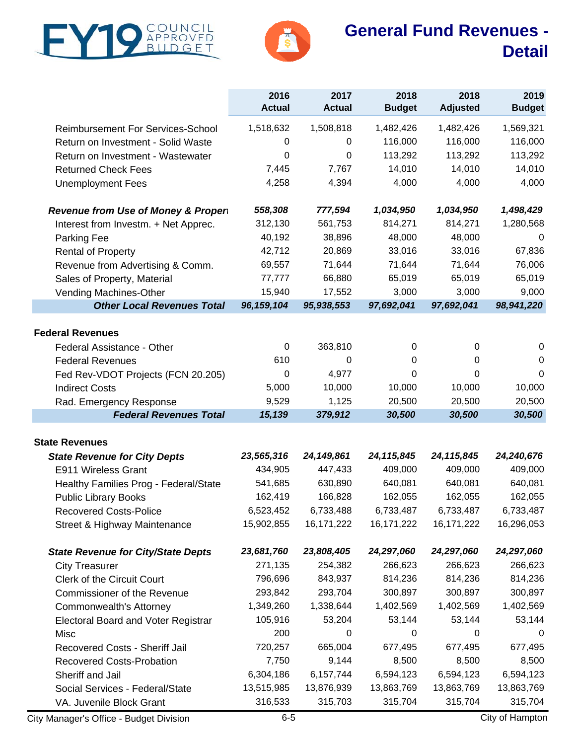# FY19 Council Approved Budget

## General Fund Revenues - Detail

| | 2016 Actual | 2017 Actual | 2018 Budget | 2018 Adjusted | 2019 Budget |
|---|---|---|---|---|---|
| Reimbursement For Services-School | 1,518,632 | 1,508,818 | 1,482,426 | 1,482,426 | 1,569,321 |
| Return on Investment - Solid Waste | 0 | 0 | 116,000 | 116,000 | 116,000 |
| Return on Investment - Wastewater | 0 | 0 | 113,292 | 113,292 | 113,292 |
| Returned Check Fees | 7,445 | 7,767 | 14,010 | 14,010 | 14,010 |
| Unemployment Fees | 4,258 | 4,394 | 4,000 | 4,000 | 4,000 |
| ***Revenue from Use of Money & Propert*** | ***558,308*** | ***777,594*** | ***1,034,950*** | ***1,034,950*** | ***1,498,429*** |
| Interest from Investm. + Net Apprec. | 312,130 | 561,753 | 814,271 | 814,271 | 1,280,568 |
| Parking Fee | 40,192 | 38,896 | 48,000 | 48,000 | 0 |
| Rental of Property | 42,712 | 20,869 | 33,016 | 33,016 | 67,836 |
| Revenue from Advertising & Comm. | 69,557 | 71,644 | 71,644 | 71,644 | 76,006 |
| Sales of Property, Material | 77,777 | 66,880 | 65,019 | 65,019 | 65,019 |
| Vending Machines-Other | 15,940 | 17,552 | 3,000 | 3,000 | 9,000 |
| ***Other Local Revenues Total*** | ***96,159,104*** | ***95,938,553*** | ***97,692,041*** | ***97,692,041*** | ***98,941,220*** |
| **Federal Revenues** | | | | | |
| Federal Assistance - Other | 0 | 363,810 | 0 | 0 | 0 |
| Federal Revenues | 610 | 0 | 0 | 0 | 0 |
| Fed Rev-VDOT Projects (FCN 20.205) | 0 | 4,977 | 0 | 0 | 0 |
| Indirect Costs | 5,000 | 10,000 | 10,000 | 10,000 | 10,000 |
| Rad. Emergency Response | 9,529 | 1,125 | 20,500 | 20,500 | 20,500 |
| ***Federal Revenues Total*** | ***15,139*** | ***379,912*** | ***30,500*** | ***30,500*** | ***30,500*** |
| **State Revenues** | | | | | |
| ***State Revenue for City Depts*** | ***23,565,316*** | ***24,149,861*** | ***24,115,845*** | ***24,115,845*** | ***24,240,676*** |
| E911 Wireless Grant | 434,905 | 447,433 | 409,000 | 409,000 | 409,000 |
| Healthy Families Prog - Federal/State | 541,685 | 630,890 | 640,081 | 640,081 | 640,081 |
| Public Library Books | 162,419 | 166,828 | 162,055 | 162,055 | 162,055 |
| Recovered Costs-Police | 6,523,452 | 6,733,488 | 6,733,487 | 6,733,487 | 6,733,487 |
| Street & Highway Maintenance | 15,902,855 | 16,171,222 | 16,171,222 | 16,171,222 | 16,296,053 |
| ***State Revenue for City/State Depts*** | ***23,681,760*** | ***23,808,405*** | ***24,297,060*** | ***24,297,060*** | ***24,297,060*** |
| City Treasurer | 271,135 | 254,382 | 266,623 | 266,623 | 266,623 |
| Clerk of the Circuit Court | 796,696 | 843,937 | 814,236 | 814,236 | 814,236 |
| Commissioner of the Revenue | 293,842 | 293,704 | 300,897 | 300,897 | 300,897 |
| Commonwealth's Attorney | 1,349,260 | 1,338,644 | 1,402,569 | 1,402,569 | 1,402,569 |
| Electoral Board and Voter Registrar | 105,916 | 53,204 | 53,144 | 53,144 | 53,144 |
| Misc | 200 | 0 | 0 | 0 | 0 |
| Recovered Costs - Sheriff Jail | 720,257 | 665,004 | 677,495 | 677,495 | 677,495 |
| Recovered Costs-Probation | 7,750 | 9,144 | 8,500 | 8,500 | 8,500 |
| Sheriff and Jail | 6,304,186 | 6,157,744 | 6,594,123 | 6,594,123 | 6,594,123 |
| Social Services - Federal/State | 13,515,985 | 13,876,939 | 13,863,769 | 13,863,769 | 13,863,769 |
| VA. Juvenile Block Grant | 316,533 | 315,703 | 315,704 | 315,704 | 315,704 |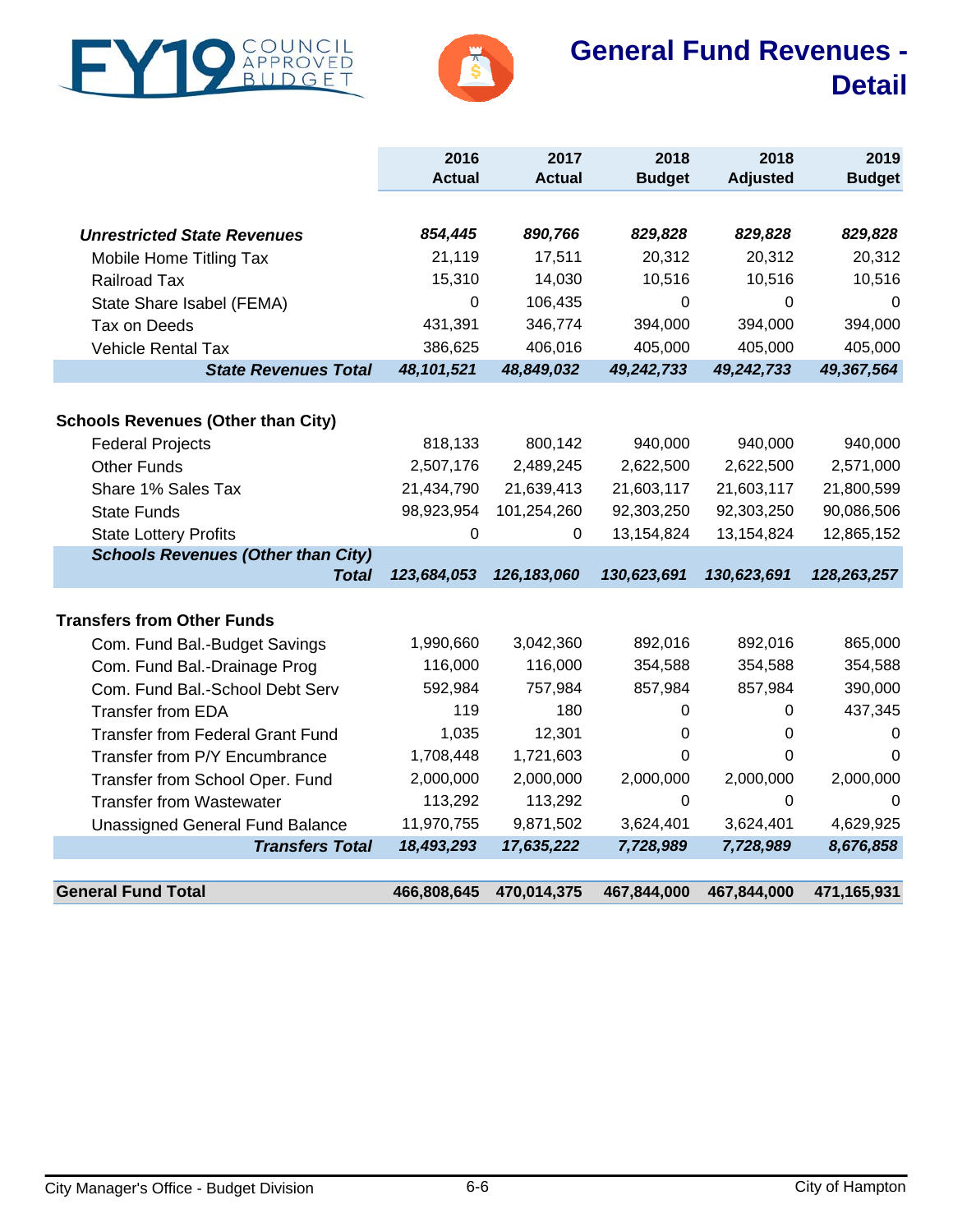# General Fund Revenues - Detail

| | 2016 Actual | 2017 Actual | 2018 Budget | 2018 Adjusted | 2019 Budget |
|---|---|---|---|---|---|
| ***Unrestricted State Revenues*** | ***854,445*** | ***890,766*** | ***829,828*** | ***829,828*** | ***829,828*** |
| Mobile Home Titling Tax | 21,119 | 17,511 | 20,312 | 20,312 | 20,312 |
| Railroad Tax | 15,310 | 14,030 | 10,516 | 10,516 | 10,516 |
| State Share Isabel (FEMA) | 0 | 106,435 | 0 | 0 | 0 |
| Tax on Deeds | 431,391 | 346,774 | 394,000 | 394,000 | 394,000 |
| Vehicle Rental Tax | 386,625 | 406,016 | 405,000 | 405,000 | 405,000 |
| ***State Revenues Total*** | ***48,101,521*** | ***48,849,032*** | ***49,242,733*** | ***49,242,733*** | ***49,367,564*** |
| | | | | | |
| **Schools Revenues (Other than City)** | | | | | |
| Federal Projects | 818,133 | 800,142 | 940,000 | 940,000 | 940,000 |
| Other Funds | 2,507,176 | 2,489,245 | 2,622,500 | 2,622,500 | 2,571,000 |
| Share 1% Sales Tax | 21,434,790 | 21,639,413 | 21,603,117 | 21,603,117 | 21,800,599 |
| State Funds | 98,923,954 | 101,254,260 | 92,303,250 | 92,303,250 | 90,086,506 |
| State Lottery Profits | 0 | 0 | 13,154,824 | 13,154,824 | 12,865,152 |
| ***Schools Revenues (Other than City) Total*** | ***123,684,053*** | ***126,183,060*** | ***130,623,691*** | ***130,623,691*** | ***128,263,257*** |
| | | | | | |
| **Transfers from Other Funds** | | | | | |
| Com. Fund Bal.-Budget Savings | 1,990,660 | 3,042,360 | 892,016 | 892,016 | 865,000 |
| Com. Fund Bal.-Drainage Prog | 116,000 | 116,000 | 354,588 | 354,588 | 354,588 |
| Com. Fund Bal.-School Debt Serv | 592,984 | 757,984 | 857,984 | 857,984 | 390,000 |
| Transfer from EDA | 119 | 180 | 0 | 0 | 437,345 |
| Transfer from Federal Grant Fund | 1,035 | 12,301 | 0 | 0 | 0 |
| Transfer from P/Y Encumbrance | 1,708,448 | 1,721,603 | 0 | 0 | 0 |
| Transfer from School Oper. Fund | 2,000,000 | 2,000,000 | 2,000,000 | 2,000,000 | 2,000,000 |
| Transfer from Wastewater | 113,292 | 113,292 | 0 | 0 | 0 |
| Unassigned General Fund Balance | 11,970,755 | 9,871,502 | 3,624,401 | 3,624,401 | 4,629,925 |
| ***Transfers Total*** | ***18,493,293*** | ***17,635,222*** | ***7,728,989*** | ***7,728,989*** | ***8,676,858*** |
| | | | | | |
| **General Fund Total** | **466,808,645** | **470,014,375** | **467,844,000** | **467,844,000** | **471,165,931** |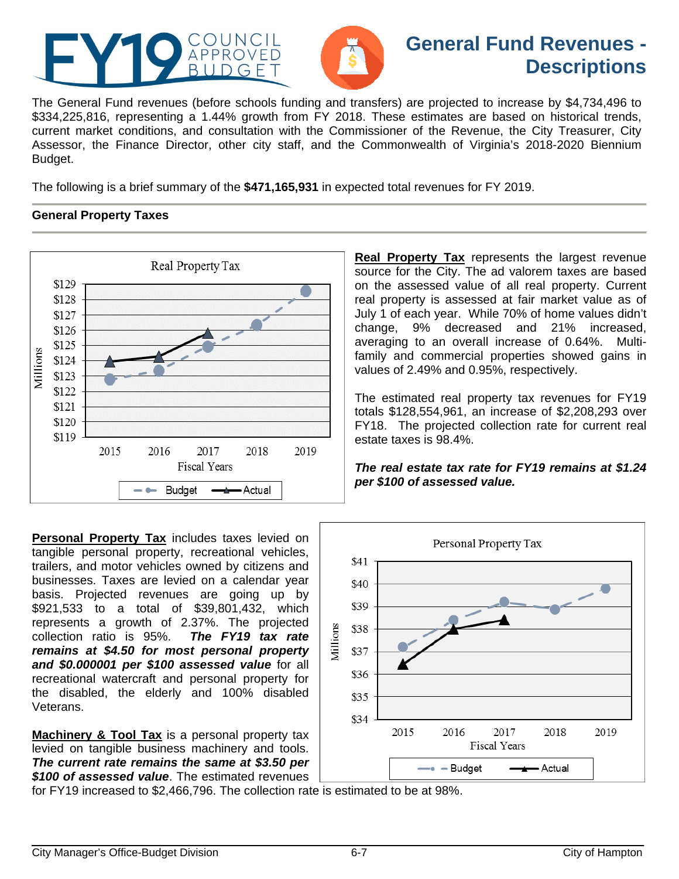# General Fund Revenues - Descriptions

The General Fund revenues (before schools funding and transfers) are projected to increase by $4,734,496 to $334,225,816, representing a 1.44% growth from FY 2018. These estimates are based on historical trends, current market conditions, and consultation with the Commissioner of the Revenue, the City Treasurer, City Assessor, the Finance Director, other city staff, and the Commonwealth of Virginia's 2018-2020 Biennium Budget.

The following is a brief summary of the **$471,165,931** in expected total revenues for FY 2019.

## General Property Taxes

**Real Property Tax** represents the largest revenue source for the City. The ad valorem taxes are based on the assessed value of all real property. Current real property is assessed at fair market value as of July 1 of each year. While 70% of home values didn't change, 9% decreased and 21% increased, averaging to an overall increase of 0.64%. Multi-family and commercial properties showed gains in values of 2.49% and 0.95%, respectively.

The estimated real property tax revenues for FY19 totals $128,554,961, an increase of $2,208,293 over FY18. The projected collection rate for current real estate taxes is 98.4%.

***The real estate tax rate for FY19 remains at $1.24 per $100 of assessed value.***

**Personal Property Tax** includes taxes levied on tangible personal property, recreational vehicles, trailers, and motor vehicles owned by citizens and businesses. Taxes are levied on a calendar year basis. Projected revenues are going up by $921,533 to a total of $39,801,432, which represents a growth of 2.37%. The projected collection ratio is 95%. ***The FY19 tax rate remains at $4.50 for most personal property and $0.000001 per $100 assessed value*** for all recreational watercraft and personal property for the disabled, the elderly and 100% disabled Veterans.

**Machinery & Tool Tax** is a personal property tax levied on tangible business machinery and tools. ***The current rate remains the same at $3.50 per $100 of assessed value***. The estimated revenues for FY19 increased to $2,466,796. The collection rate is estimated to be at 98%.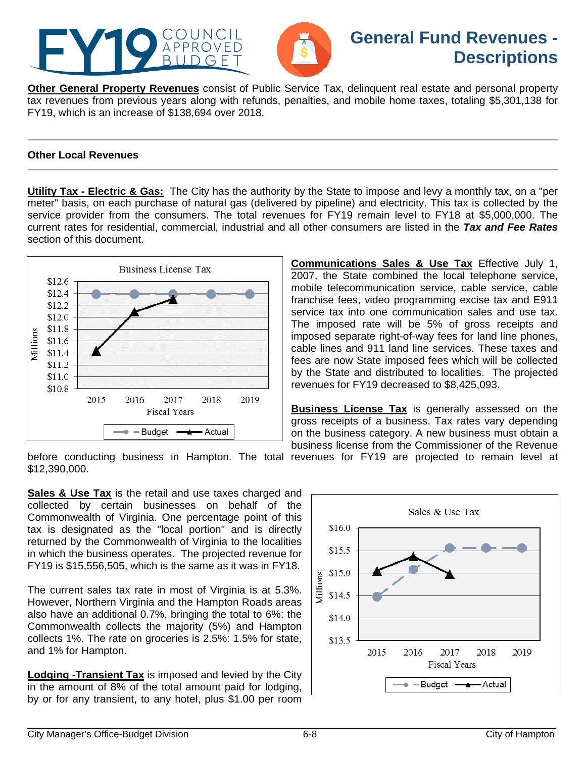# General Fund Revenues - Descriptions

**Other General Property Revenues** consist of Public Service Tax, delinquent real estate and personal property tax revenues from previous years along with refunds, penalties, and mobile home taxes, totaling $5,301,138 for FY19, which is an increase of $138,694 over 2018.

## Other Local Revenues

**Utility Tax - Electric & Gas:** The City has the authority by the State to impose and levy a monthly tax, on a "per meter" basis, on each purchase of natural gas (delivered by pipeline) and electricity. This tax is collected by the service provider from the consumers. The total revenues for FY19 remain level to FY18 at $5,000,000. The current rates for residential, commercial, industrial and all other consumers are listed in the ***Tax and Fee Rates*** section of this document.

**Communications Sales & Use Tax** Effective July 1, 2007, the State combined the local telephone service, mobile telecommunication service, cable service, cable franchise fees, video programming excise tax and E911 service tax into one communication sales and use tax. The imposed rate will be 5% of gross receipts and imposed separate right-of-way fees for land line phones, cable lines and 911 land line services. These taxes and fees are now State imposed fees which will be collected by the State and distributed to localities. The projected revenues for FY19 decreased to $8,425,093.

**Business License Tax** is generally assessed on the gross receipts of a business. Tax rates vary depending on the business category. A new business must obtain a business license from the Commissioner of the Revenue before conducting business in Hampton. The total revenues for FY19 are projected to remain level at $12,390,000.

**Sales & Use Tax** is the retail and use taxes charged and collected by certain businesses on behalf of the Commonwealth of Virginia. One percentage point of this tax is designated as the "local portion" and is directly returned by the Commonwealth of Virginia to the localities in which the business operates. The projected revenue for FY19 is $15,556,505, which is the same as it was in FY18.

The current sales tax rate in most of Virginia is at 5.3%. However, Northern Virginia and the Hampton Roads areas also have an additional 0.7%, bringing the total to 6%: the Commonwealth collects the majority (5%) and Hampton collects 1%. The rate on groceries is 2.5%: 1.5% for state, and 1% for Hampton.

**Lodging -Transient Tax** is imposed and levied by the City in the amount of 8% of the total amount paid for lodging, by or for any transient, to any hotel, plus $1.00 per room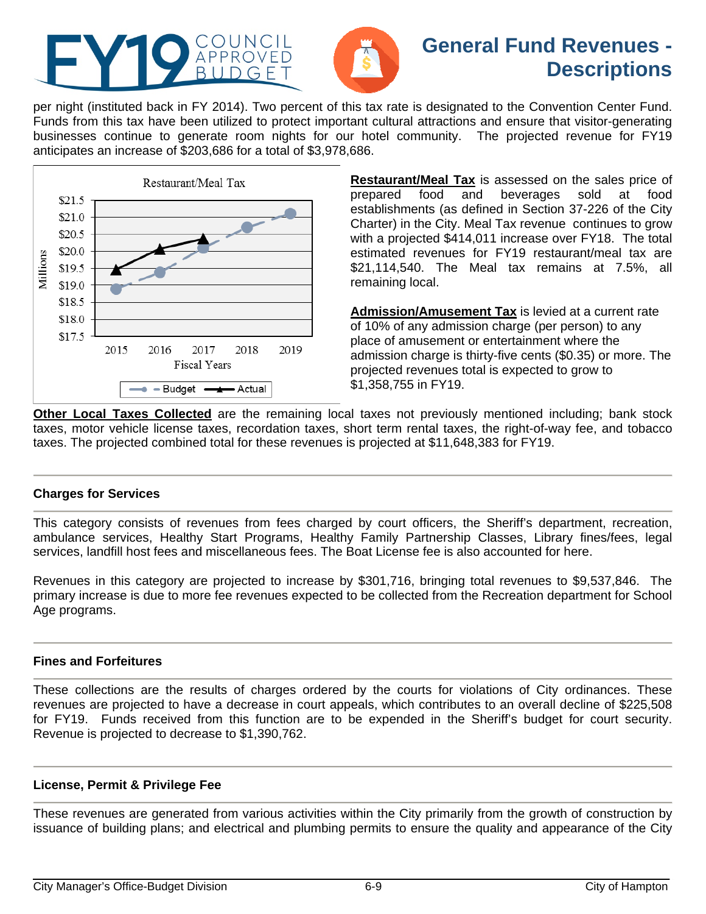per night (instituted back in FY 2014). Two percent of this tax rate is designated to the Convention Center Fund. Funds from this tax have been utilized to protect important cultural attractions and ensure that visitor-generating businesses continue to generate room nights for our hotel community. The projected revenue for FY19 anticipates an increase of $203,686 for a total of $3,978,686.

**Restaurant/Meal Tax** is assessed on the sales price of prepared food and beverages sold at food establishments (as defined in Section 37-226 of the City Charter) in the City. Meal Tax revenue continues to grow with a projected $414,011 increase over FY18. The total estimated revenues for FY19 restaurant/meal tax are $21,114,540. The Meal tax remains at 7.5%, all remaining local.

**Admission/Amusement Tax** is levied at a current rate of 10% of any admission charge (per person) to any place of amusement or entertainment where the admission charge is thirty-five cents ($0.35) or more. The projected revenues total is expected to grow to $1,358,755 in FY19.

**Other Local Taxes Collected** are the remaining local taxes not previously mentioned including; bank stock taxes, motor vehicle license taxes, recordation taxes, short term rental taxes, the right-of-way fee, and tobacco taxes. The projected combined total for these revenues is projected at $11,648,383 for FY19.

### Charges for Services

This category consists of revenues from fees charged by court officers, the Sheriff's department, recreation, ambulance services, Healthy Start Programs, Healthy Family Partnership Classes, Library fines/fees, legal services, landfill host fees and miscellaneous fees. The Boat License fee is also accounted for here.

Revenues in this category are projected to increase by $301,716, bringing total revenues to $9,537,846. The primary increase is due to more fee revenues expected to be collected from the Recreation department for School Age programs.

### Fines and Forfeitures

These collections are the results of charges ordered by the courts for violations of City ordinances. These revenues are projected to have a decrease in court appeals, which contributes to an overall decline of $225,508 for FY19. Funds received from this function are to be expended in the Sheriff's budget for court security. Revenue is projected to decrease to $1,390,762.

### License, Permit & Privilege Fee

These revenues are generated from various activities within the City primarily from the growth of construction by issuance of building plans; and electrical and plumbing permits to ensure the quality and appearance of the City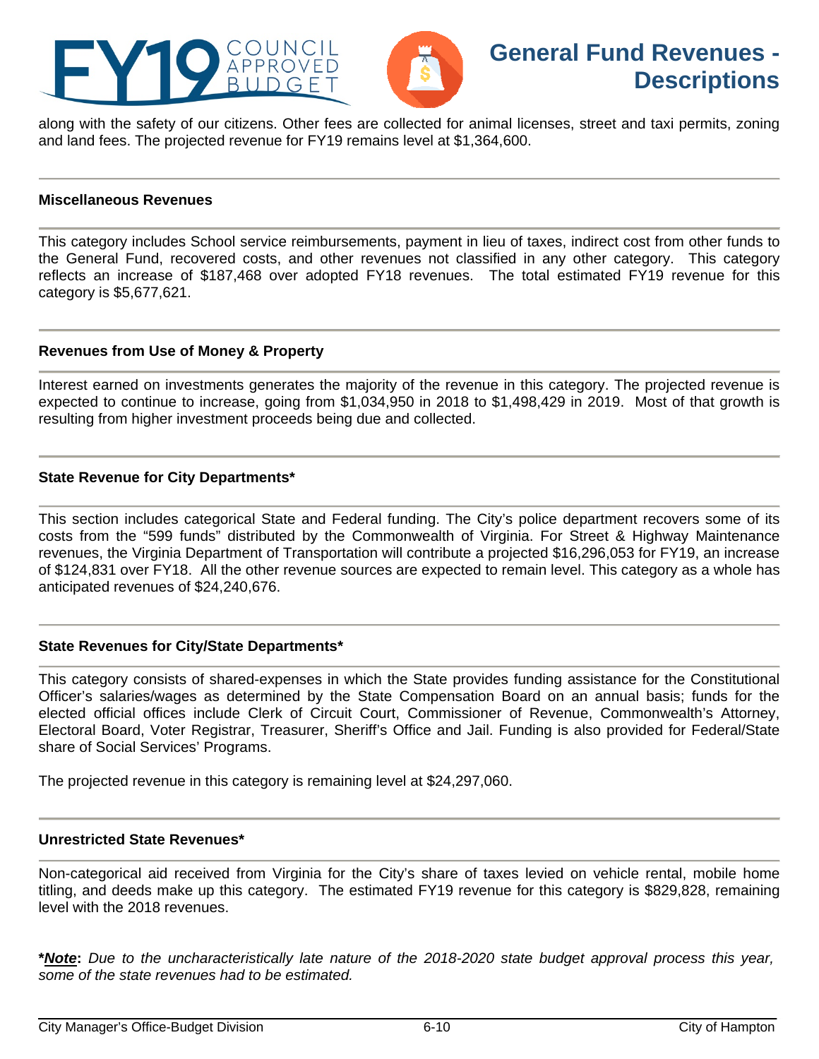along with the safety of our citizens. Other fees are collected for animal licenses, street and taxi permits, zoning and land fees. The projected revenue for FY19 remains level at $1,364,600.

### Miscellaneous Revenues

This category includes School service reimbursements, payment in lieu of taxes, indirect cost from other funds to the General Fund, recovered costs, and other revenues not classified in any other category. This category reflects an increase of $187,468 over adopted FY18 revenues. The total estimated FY19 revenue for this category is $5,677,621.

### Revenues from Use of Money & Property

Interest earned on investments generates the majority of the revenue in this category. The projected revenue is expected to continue to increase, going from $1,034,950 in 2018 to $1,498,429 in 2019. Most of that growth is resulting from higher investment proceeds being due and collected.

### State Revenue for City Departments*

This section includes categorical State and Federal funding. The City's police department recovers some of its costs from the "599 funds" distributed by the Commonwealth of Virginia. For Street & Highway Maintenance revenues, the Virginia Department of Transportation will contribute a projected $16,296,053 for FY19, an increase of $124,831 over FY18. All the other revenue sources are expected to remain level. This category as a whole has anticipated revenues of $24,240,676.

### State Revenues for City/State Departments*

This category consists of shared-expenses in which the State provides funding assistance for the Constitutional Officer's salaries/wages as determined by the State Compensation Board on an annual basis; funds for the elected official offices include Clerk of Circuit Court, Commissioner of Revenue, Commonwealth's Attorney, Electoral Board, Voter Registrar, Treasurer, Sheriff's Office and Jail. Funding is also provided for Federal/State share of Social Services' Programs.

The projected revenue in this category is remaining level at $24,297,060.

### Unrestricted State Revenues*

Non-categorical aid received from Virginia for the City's share of taxes levied on vehicle rental, mobile home titling, and deeds make up this category. The estimated FY19 revenue for this category is $829,828, remaining level with the 2018 revenues.

***Note**: *Due to the uncharacteristically late nature of the 2018-2020 state budget approval process this year, some of the state revenues had to be estimated.*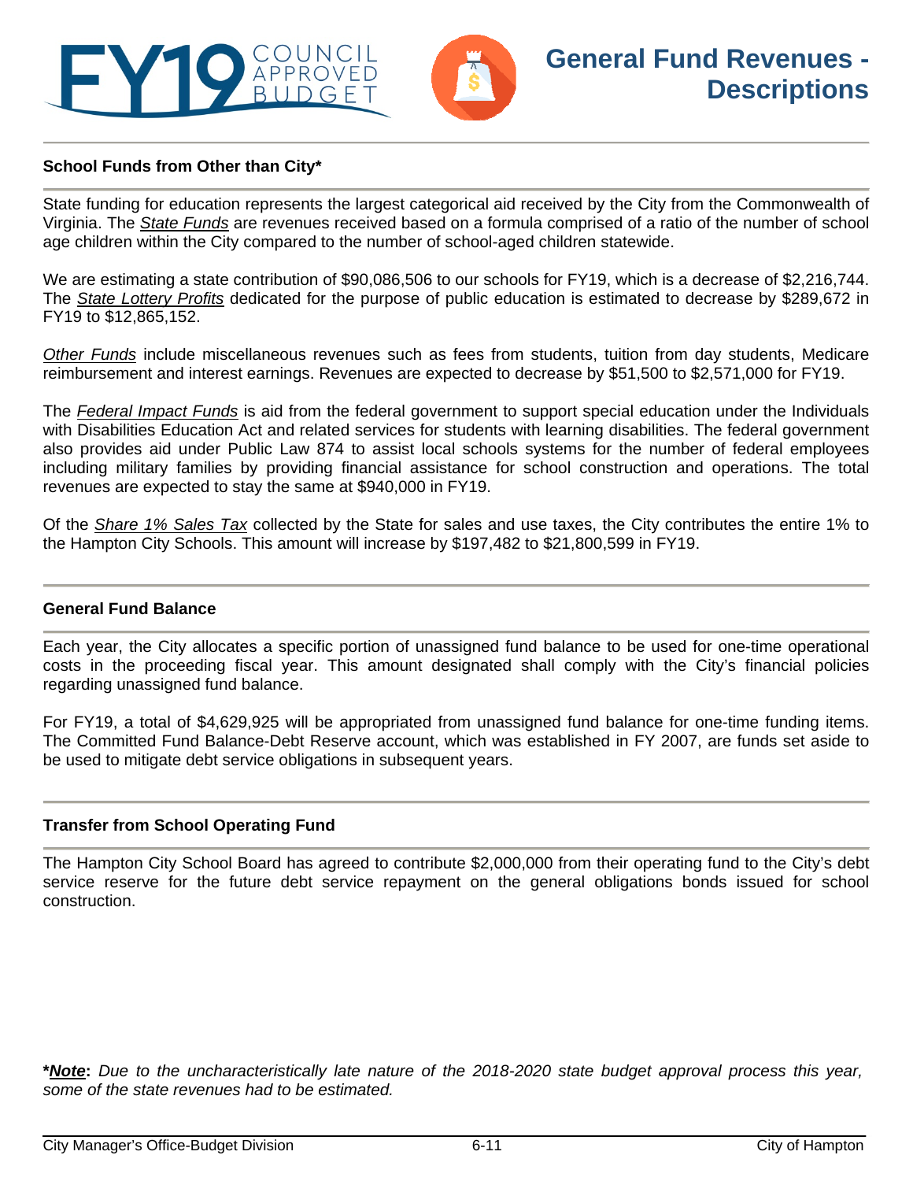# General Fund Revenues - Descriptions

### School Funds from Other than City*

State funding for education represents the largest categorical aid received by the City from the Commonwealth of Virginia. The *State Funds* are revenues received based on a formula comprised of a ratio of the number of school age children within the City compared to the number of school-aged children statewide.

We are estimating a state contribution of $90,086,506 to our schools for FY19, which is a decrease of $2,216,744. The *State Lottery Profits* dedicated for the purpose of public education is estimated to decrease by $289,672 in FY19 to $12,865,152.

*Other Funds* include miscellaneous revenues such as fees from students, tuition from day students, Medicare reimbursement and interest earnings. Revenues are expected to decrease by $51,500 to $2,571,000 for FY19.

The *Federal Impact Funds* is aid from the federal government to support special education under the Individuals with Disabilities Education Act and related services for students with learning disabilities. The federal government also provides aid under Public Law 874 to assist local schools systems for the number of federal employees including military families by providing financial assistance for school construction and operations. The total revenues are expected to stay the same at $940,000 in FY19.

Of the *Share 1% Sales Tax* collected by the State for sales and use taxes, the City contributes the entire 1% to the Hampton City Schools. This amount will increase by $197,482 to $21,800,599 in FY19.

### General Fund Balance

Each year, the City allocates a specific portion of unassigned fund balance to be used for one-time operational costs in the proceeding fiscal year. This amount designated shall comply with the City's financial policies regarding unassigned fund balance.

For FY19, a total of $4,629,925 will be appropriated from unassigned fund balance for one-time funding items. The Committed Fund Balance-Debt Reserve account, which was established in FY 2007, are funds set aside to be used to mitigate debt service obligations in subsequent years.

### Transfer from School Operating Fund

The Hampton City School Board has agreed to contribute $2,000,000 from their operating fund to the City's debt service reserve for the future debt service repayment on the general obligations bonds issued for school construction.

***Note**: *Due to the uncharacteristically late nature of the 2018-2020 state budget approval process this year, some of the state revenues had to be estimated.*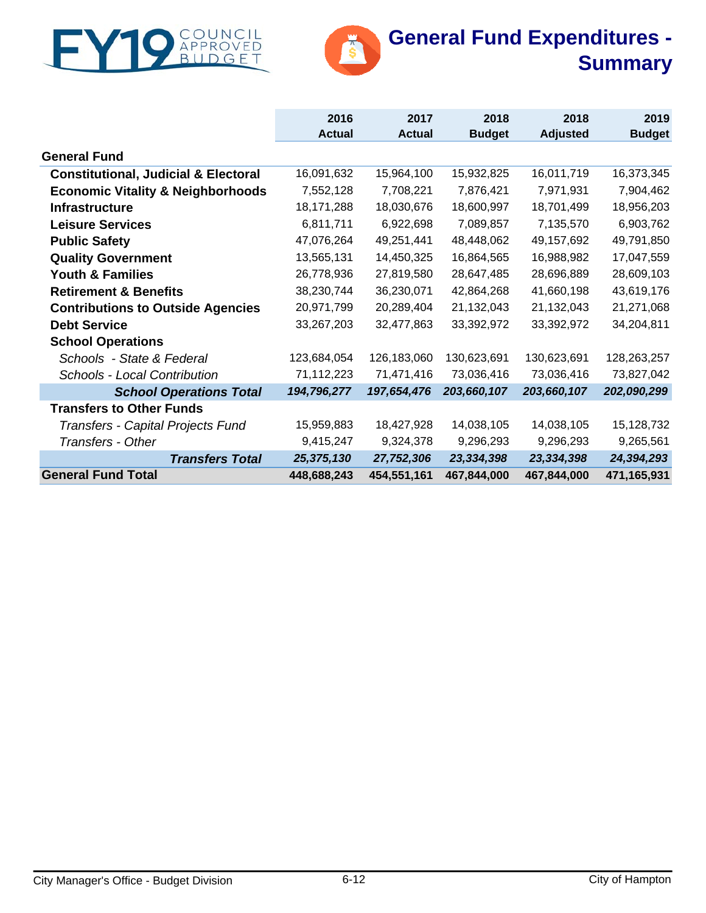# FY19 COUNCIL APPROVED BUDGET

# General Fund Expenditures - Summary

| | 2016 Actual | 2017 Actual | 2018 Budget | 2018 Adjusted | 2019 Budget |
|---|---|---|---|---|---|
| **General Fund** | | | | | |
| **Constitutional, Judicial & Electoral** | 16,091,632 | 15,964,100 | 15,932,825 | 16,011,719 | 16,373,345 |
| **Economic Vitality & Neighborhoods** | 7,552,128 | 7,708,221 | 7,876,421 | 7,971,931 | 7,904,462 |
| **Infrastructure** | 18,171,288 | 18,030,676 | 18,600,997 | 18,701,499 | 18,956,203 |
| **Leisure Services** | 6,811,711 | 6,922,698 | 7,089,857 | 7,135,570 | 6,903,762 |
| **Public Safety** | 47,076,264 | 49,251,441 | 48,448,062 | 49,157,692 | 49,791,850 |
| **Quality Government** | 13,565,131 | 14,450,325 | 16,864,565 | 16,988,982 | 17,047,559 |
| **Youth & Families** | 26,778,936 | 27,819,580 | 28,647,485 | 28,696,889 | 28,609,103 |
| **Retirement & Benefits** | 38,230,744 | 36,230,071 | 42,864,268 | 41,660,198 | 43,619,176 |
| **Contributions to Outside Agencies** | 20,971,799 | 20,289,404 | 21,132,043 | 21,132,043 | 21,271,068 |
| **Debt Service** | 33,267,203 | 32,477,863 | 33,392,972 | 33,392,972 | 34,204,811 |
| **School Operations** | | | | | |
| *Schools - State & Federal* | 123,684,054 | 126,183,060 | 130,623,691 | 130,623,691 | 128,263,257 |
| *Schools - Local Contribution* | 71,112,223 | 71,471,416 | 73,036,416 | 73,036,416 | 73,827,042 |
| ***School Operations Total*** | ***194,796,277*** | ***197,654,476*** | ***203,660,107*** | ***203,660,107*** | ***202,090,299*** |
| **Transfers to Other Funds** | | | | | |
| *Transfers - Capital Projects Fund* | 15,959,883 | 18,427,928 | 14,038,105 | 14,038,105 | 15,128,732 |
| *Transfers - Other* | 9,415,247 | 9,324,378 | 9,296,293 | 9,296,293 | 9,265,561 |
| ***Transfers Total*** | ***25,375,130*** | ***27,752,306*** | ***23,334,398*** | ***23,334,398*** | ***24,394,293*** |
| **General Fund Total** | **448,688,243** | **454,551,161** | **467,844,000** | **467,844,000** | **471,165,931** |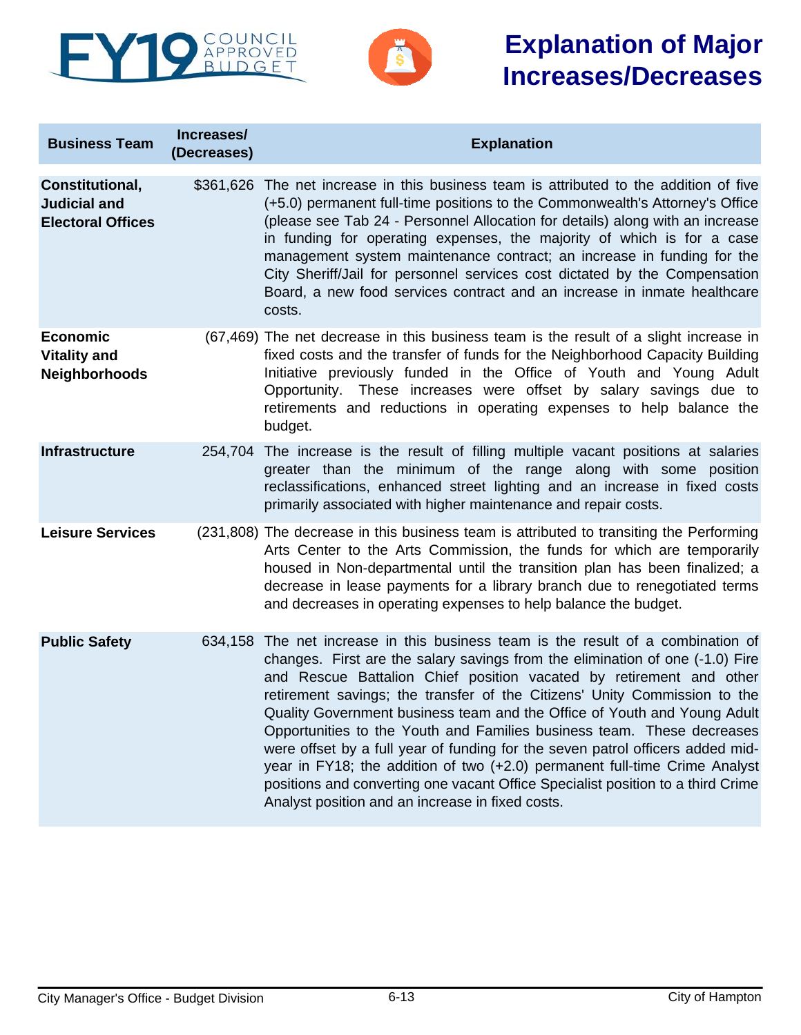# Explanation of Major Increases/Decreases

| Business Team | Increases/ (Decreases) | Explanation |
|---|---|---|
| **Constitutional, Judicial and Electoral Offices** | $361,626 | The net increase in this business team is attributed to the addition of five (+5.0) permanent full-time positions to the Commonwealth's Attorney's Office (please see Tab 24 - Personnel Allocation for details) along with an increase in funding for operating expenses, the majority of which is for a case management system maintenance contract; an increase in funding for the City Sheriff/Jail for personnel services cost dictated by the Compensation Board, a new food services contract and an increase in inmate healthcare costs. |
| **Economic Vitality and Neighborhoods** | (67,469) | The net decrease in this business team is the result of a slight increase in fixed costs and the transfer of funds for the Neighborhood Capacity Building Initiative previously funded in the Office of Youth and Young Adult Opportunity. These increases were offset by salary savings due to retirements and reductions in operating expenses to help balance the budget. |
| **Infrastructure** | 254,704 | The increase is the result of filling multiple vacant positions at salaries greater than the minimum of the range along with some position reclassifications, enhanced street lighting and an increase in fixed costs primarily associated with higher maintenance and repair costs. |
| **Leisure Services** | (231,808) | The decrease in this business team is attributed to transiting the Performing Arts Center to the Arts Commission, the funds for which are temporarily housed in Non-departmental until the transition plan has been finalized; a decrease in lease payments for a library branch due to renegotiated terms and decreases in operating expenses to help balance the budget. |
| **Public Safety** | 634,158 | The net increase in this business team is the result of a combination of changes. First are the salary savings from the elimination of one (-1.0) Fire and Rescue Battalion Chief position vacated by retirement and other retirement savings; the transfer of the Citizens' Unity Commission to the Quality Government business team and the Office of Youth and Young Adult Opportunities to the Youth and Families business team. These decreases were offset by a full year of funding for the seven patrol officers added mid-year in FY18; the addition of two (+2.0) permanent full-time Crime Analyst positions and converting one vacant Office Specialist position to a third Crime Analyst position and an increase in fixed costs. |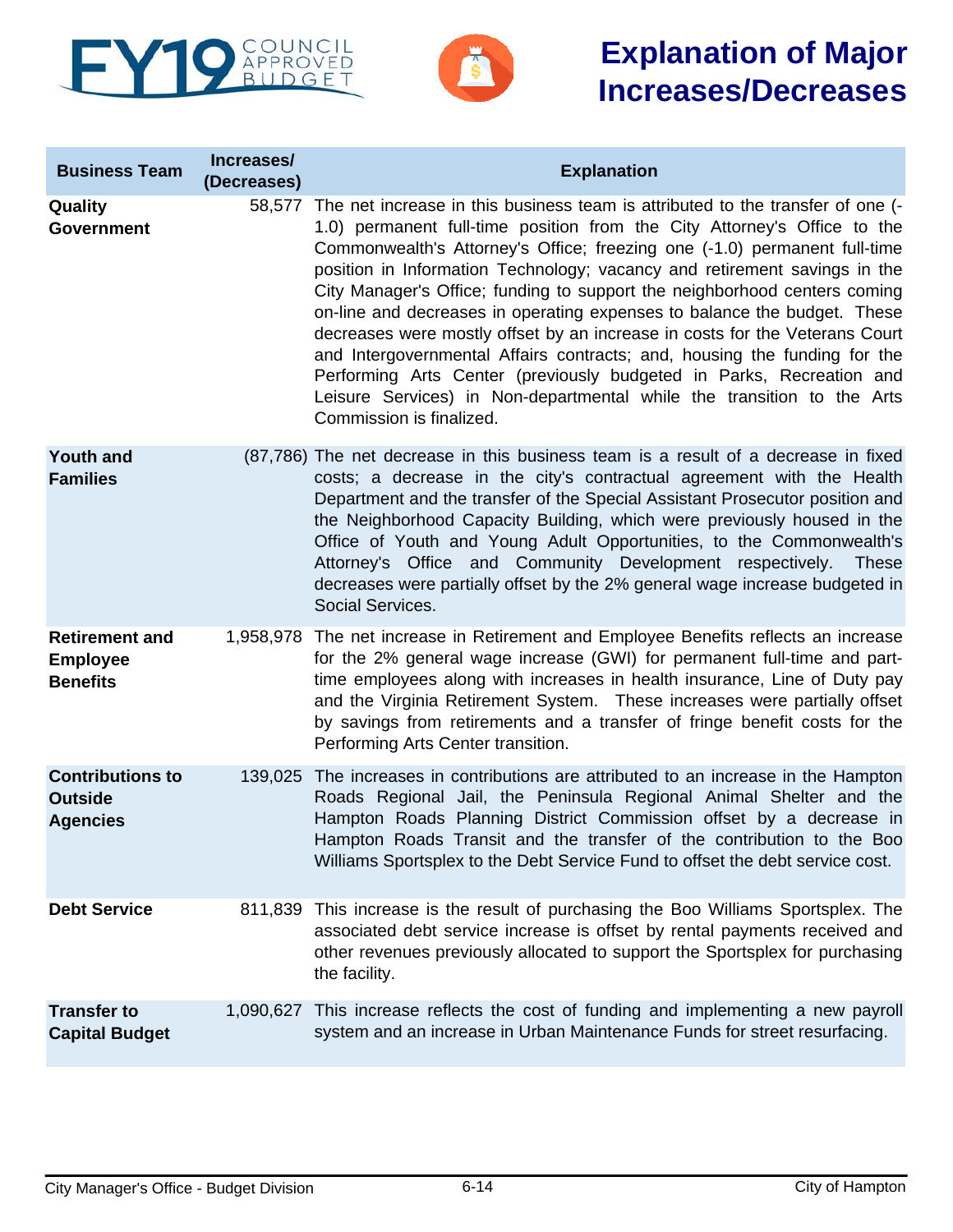# Explanation of Major Increases/Decreases

| Business Team | Increases/ (Decreases) | Explanation |
|---|---|---|
| **Quality Government** | 58,577 | The net increase in this business team is attributed to the transfer of one (-1.0) permanent full-time position from the City Attorney's Office to the Commonwealth's Attorney's Office; freezing one (-1.0) permanent full-time position in Information Technology; vacancy and retirement savings in the City Manager's Office; funding to support the neighborhood centers coming on-line and decreases in operating expenses to balance the budget. These decreases were mostly offset by an increase in costs for the Veterans Court and Intergovernmental Affairs contracts; and, housing the funding for the Performing Arts Center (previously budgeted in Parks, Recreation and Leisure Services) in Non-departmental while the transition to the Arts Commission is finalized. |
| **Youth and Families** | (87,786) | The net decrease in this business team is a result of a decrease in fixed costs; a decrease in the city's contractual agreement with the Health Department and the transfer of the Special Assistant Prosecutor position and the Neighborhood Capacity Building, which were previously housed in the Office of Youth and Young Adult Opportunities, to the Commonwealth's Attorney's Office and Community Development respectively. These decreases were partially offset by the 2% general wage increase budgeted in Social Services. |
| **Retirement and Employee Benefits** | 1,958,978 | The net increase in Retirement and Employee Benefits reflects an increase for the 2% general wage increase (GWI) for permanent full-time and part-time employees along with increases in health insurance, Line of Duty pay and the Virginia Retirement System. These increases were partially offset by savings from retirements and a transfer of fringe benefit costs for the Performing Arts Center transition. |
| **Contributions to Outside Agencies** | 139,025 | The increases in contributions are attributed to an increase in the Hampton Roads Regional Jail, the Peninsula Regional Animal Shelter and the Hampton Roads Planning District Commission offset by a decrease in Hampton Roads Transit and the transfer of the contribution to the Boo Williams Sportsplex to the Debt Service Fund to offset the debt service cost. |
| **Debt Service** | 811,839 | This increase is the result of purchasing the Boo Williams Sportsplex. The associated debt service increase is offset by rental payments received and other revenues previously allocated to support the Sportsplex for purchasing the facility. |
| **Transfer to Capital Budget** | 1,090,627 | This increase reflects the cost of funding and implementing a new payroll system and an increase in Urban Maintenance Funds for street resurfacing. |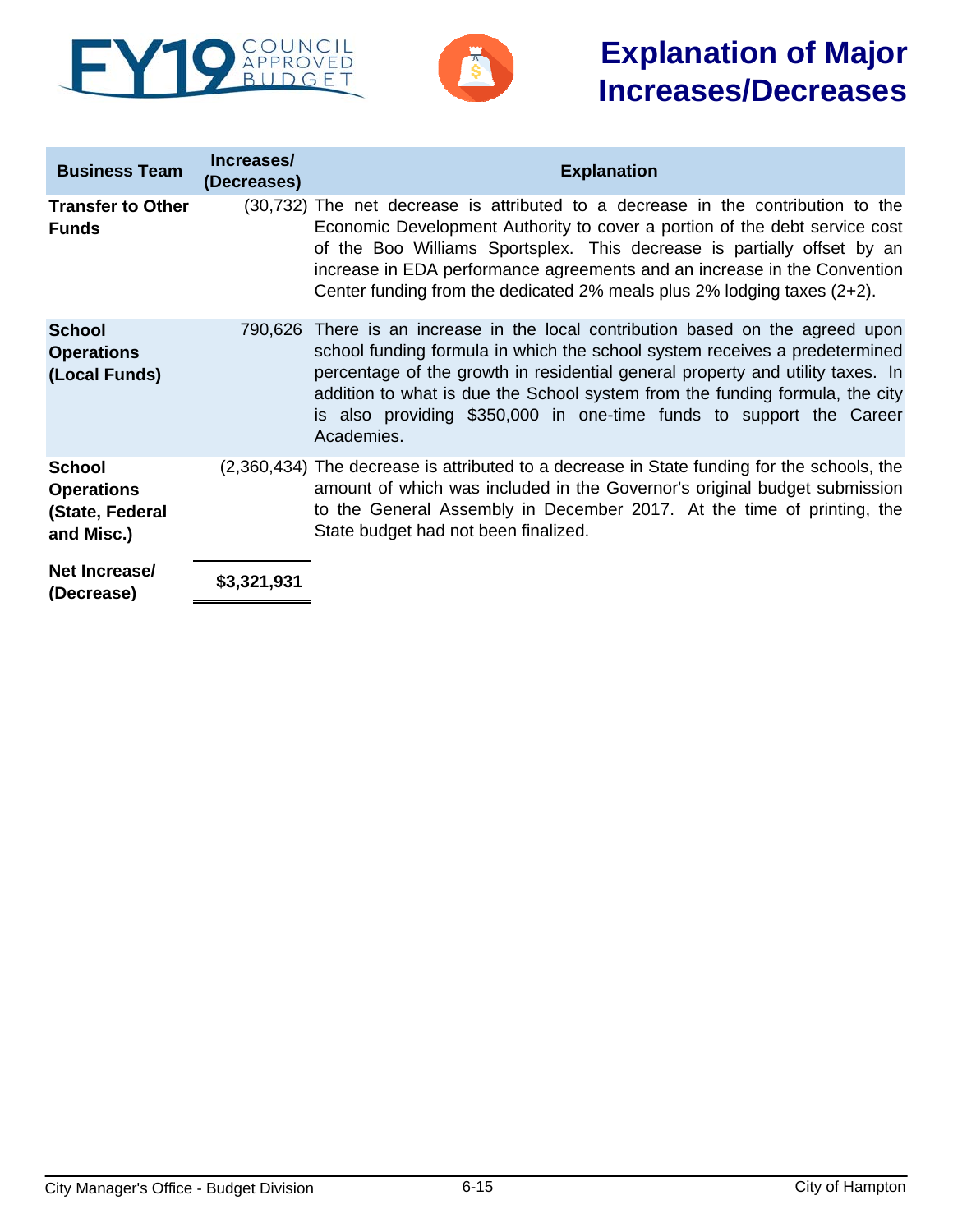# Explanation of Major Increases/Decreases

| Business Team | Increases/ (Decreases) | Explanation |
|---|---|---|
| **Transfer to Other Funds** | (30,732) | The net decrease is attributed to a decrease in the contribution to the Economic Development Authority to cover a portion of the debt service cost of the Boo Williams Sportsplex. This decrease is partially offset by an increase in EDA performance agreements and an increase in the Convention Center funding from the dedicated 2% meals plus 2% lodging taxes (2+2). |
| **School Operations (Local Funds)** | 790,626 | There is an increase in the local contribution based on the agreed upon school funding formula in which the school system receives a predetermined percentage of the growth in residential general property and utility taxes. In addition to what is due the School system from the funding formula, the city is also providing $350,000 in one-time funds to support the Career Academies. |
| **School Operations (State, Federal and Misc.)** | (2,360,434) | The decrease is attributed to a decrease in State funding for the schools, the amount of which was included in the Governor's original budget submission to the General Assembly in December 2017. At the time of printing, the State budget had not been finalized. |
| **Net Increase/ (Decrease)** | **$3,321,931** | |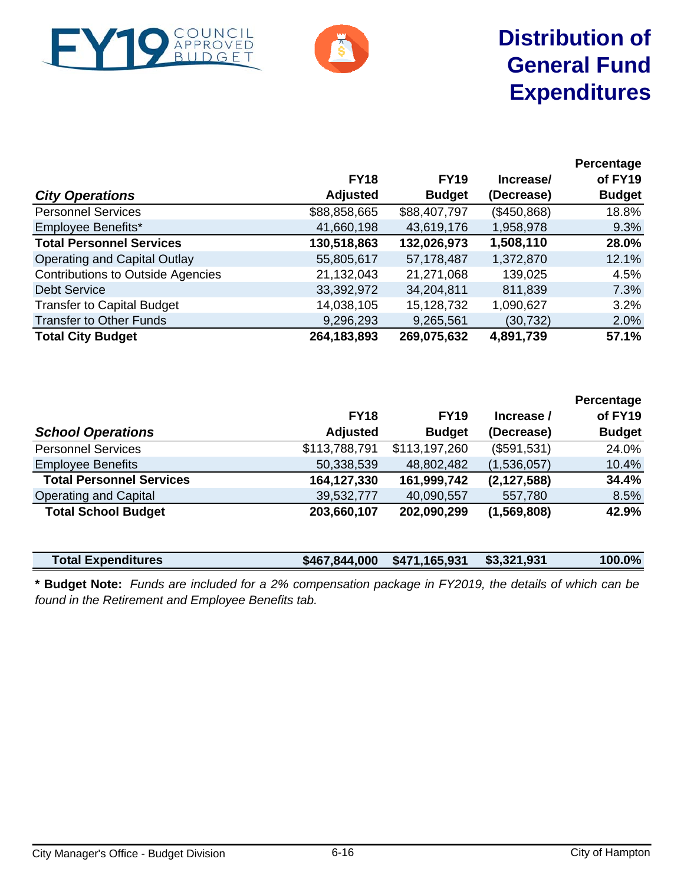# Distribution of General Fund Expenditures

FY19 COUNCIL APPROVED BUDGET

| *City Operations* | FY18 Adjusted | FY19 Budget | Increase/ (Decrease) | Percentage of FY19 Budget |
|---|---|---|---|---|
| Personnel Services | $88,858,665 | $88,407,797 | ($450,868) | 18.8% |
| Employee Benefits* | 41,660,198 | 43,619,176 | 1,958,978 | 9.3% |
| **Total Personnel Services** | **130,518,863** | **132,026,973** | **1,508,110** | **28.0%** |
| Operating and Capital Outlay | 55,805,617 | 57,178,487 | 1,372,870 | 12.1% |
| Contributions to Outside Agencies | 21,132,043 | 21,271,068 | 139,025 | 4.5% |
| Debt Service | 33,392,972 | 34,204,811 | 811,839 | 7.3% |
| Transfer to Capital Budget | 14,038,105 | 15,128,732 | 1,090,627 | 3.2% |
| Transfer to Other Funds | 9,296,293 | 9,265,561 | (30,732) | 2.0% |
| **Total City Budget** | **264,183,893** | **269,075,632** | **4,891,739** | **57.1%** |

| *School Operations* | FY18 Adjusted | FY19 Budget | Increase / (Decrease) | Percentage of FY19 Budget |
|---|---|---|---|---|
| Personnel Services | $113,788,791 | $113,197,260 | ($591,531) | 24.0% |
| Employee Benefits | 50,338,539 | 48,802,482 | (1,536,057) | 10.4% |
| **Total Personnel Services** | **164,127,330** | **161,999,742** | **(2,127,588)** | **34.4%** |
| Operating and Capital | 39,532,777 | 40,090,557 | 557,780 | 8.5% |
| **Total School Budget** | **203,660,107** | **202,090,299** | **(1,569,808)** | **42.9%** |

| | | | | |
|---|---|---|---|---|
| **Total Expenditures** | **$467,844,000** | **$471,165,931** | **$3,321,931** | **100.0%** |

**\* Budget Note:** *Funds are included for a 2% compensation package in FY2019, the details of which can be found in the Retirement and Employee Benefits tab.*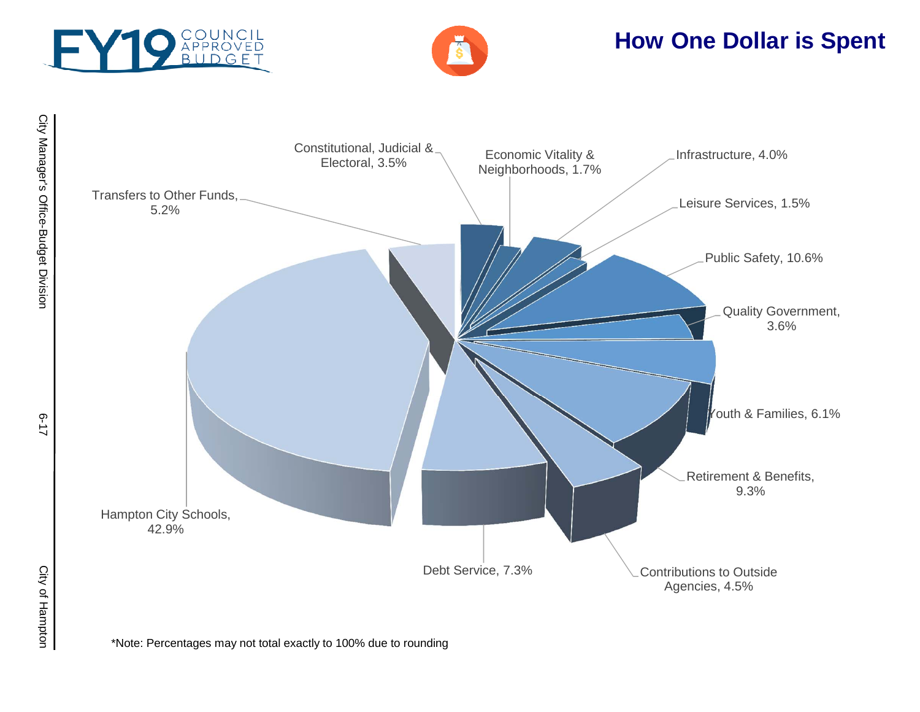FY19 COUNCIL APPROVED BUDGET

# How One Dollar is Spent

Constitutional, Judicial & Electoral, 3.5%

Economic Vitality & Neighborhoods, 1.7%

Infrastructure, 4.0%

Leisure Services, 1.5%

Public Safety, 10.6%

Quality Government, 3.6%

Youth & Families, 6.1%

Retirement & Benefits, 9.3%

Contributions to Outside Agencies, 4.5%

Debt Service, 7.3%

Hampton City Schools, 42.9%

Transfers to Other Funds, 5.2%

*Note: Percentages may not total exactly to 100% due to rounding